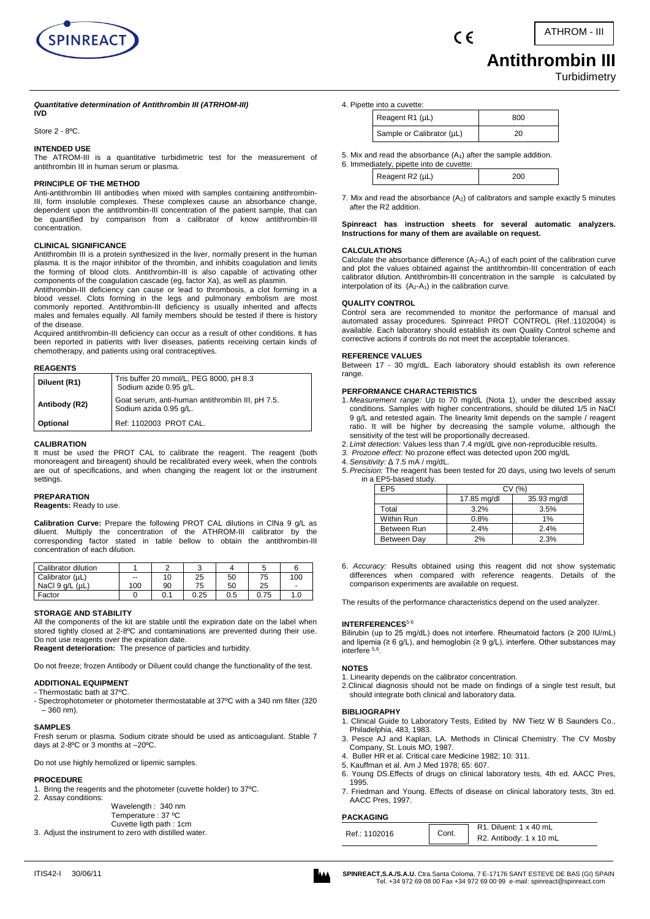ATHROM - III

# Antithrombin III

Turbidimetry

***Quantitative determination of Antithrombin III (ATRHOM-III)***
**IVD**

Store 2 - 8ºC.

### INTENDED USE

The ATROM-III is a quantitative turbidimetric test for the measurement of antithrombin III in human serum or plasma.

### PRINCIPLE OF THE METHOD

Anti-antithrombin III antibodies when mixed with samples containing antithrombin-III, form insoluble complexes. These complexes cause an absorbance change, dependent upon the antithrombin-III concentration of the patient sample, that can be quantified by comparison from a calibrator of know antithrombin-III concentration.

### CLINICAL SIGNIFICANCE

Antithrombin III is a protein synthesized in the liver, normally present in the human plasma. It is the major inhibitor of the thrombin, and inhibits coagulation and limits the forming of blood clots. Antithrombin-III is also capable of activating other components of the coagulation cascade (eg, factor Xa), as well as plasmin.

Antithrombin-III deficiency can cause or lead to thrombosis, a clot forming in a blood vessel. Clots forming in the legs and pulmonary embolism are most commonly reported. Antithrombin-III deficiency is usually inherited and affects males and females equally. All family members should be tested if there is history of the disease.

Acquired antithrombin-III deficiency can occur as a result of other conditions. It has been reported in patients with liver diseases, patients receiving certain kinds of chemotherapy, and patients using oral contraceptives.

### REAGENTS

| | |
|---|---|
| **Diluent (R1)** | Tris buffer 20 mmol/L, PEG 8000, pH 8.3<br>Sodium azide 0.95 g/L. |
| **Antibody (R2)** | Goat serum, anti-human antithrombin III, pH 7.5.<br>Sodium azida 0.95 g/L. |
| **Optional** | Ref: 1102003 PROT CAL. |

### CALIBRATION

It must be used the PROT CAL to calibrate the reagent. The reagent (both monoreagent and bireagent) should be recalibrated every week, when the controls are out of specifications, and when changing the reagent lot or the instrument settings.

### PREPARATION

**Reagents:** Ready to use.

**Calibration Curve:** Prepare the following PROT CAL dilutions in ClNa 9 g/L as diluent. Multiply the concentration of the ATHROM-III calibrator by the corresponding factor stated in table bellow to obtain the antithrombin-III concentration of each dilution.

| Calibrator dilution | 1 | 2 | 3 | 4 | 5 | 6 |
|---|---|---|---|---|---|---|
| Calibrator (µL) | -- | 10 | 25 | 50 | 75 | 100 |
| NaCl 9 g/L (µL) | 100 | 90 | 75 | 50 | 25 | - |
| Factor | 0 | 0.1 | 0.25 | 0.5 | 0.75 | 1.0 |

### STORAGE AND STABILITY

All the components of the kit are stable until the expiration date on the label when stored tightly closed at 2-8ºC and contaminations are prevented during their use. Do not use reagents over the expiration date.

**Reagent deterioration:** The presence of particles and turbidity.

Do not freeze; frozen Antibody or Diluent could change the functionality of the test.

### ADDITIONAL EQUIPMENT

- Thermostatic bath at 37ºC.
- Spectrophotometer or photometer thermostatable at 37ºC with a 340 nm filter (320 – 360 nm).

### SAMPLES

Fresh serum or plasma. Sodium citrate should be used as anticoagulant. Stable 7 days at 2-8ºC or 3 months at –20ºC.

Do not use highly hemolized or lipemic samples.

### PROCEDURE

1. Bring the reagents and the photometer (cuvette holder) to 37ºC.
2. Assay conditions:
   Wavelength : 340 nm
   Temperature : 37 ºC
   Cuvette ligth path : 1cm
3. Adjust the instrument to zero with distilled water.
4. Pipette into a cuvette:

| | |
|---|---|
| Reagent R1 (µL) | 800 |
| Sample or Calibrator (µL) | 20 |

5. Mix and read the absorbance ($A_1$) after the sample addition.
6. Immediately, pipette into de cuvette:

| | |
|---|---|
| Reagent R2 (µL) | 200 |

7. Mix and read the absorbance ($A_2$) of calibrators and sample exactly 5 minutes after the R2 addition.

**Spinreact has instruction sheets for several automatic analyzers. Instructions for many of them are available on request.**

### CALCULATIONS

Calculate the absorbance difference ($A_2$-$A_1$) of each point of the calibration curve and plot the values obtained against the antithrombin-III concentration of each calibrator dilution. Antithrombin-III concentration in the sample is calculated by interpolation of its ($A_2$-$A_1$) in the calibration curve.

### QUALITY CONTROL

Control sera are recommended to monitor the performance of manual and automated assay procedures. Spinreact PROT CONTROL (Ref.:1102004) is available. Each laboratory should establish its own Quality Control scheme and corrective actions if controls do not meet the acceptable tolerances.

### REFERENCE VALUES

Between 17 - 30 mg/dL. Each laboratory should establish its own reference range.

### PERFORMANCE CHARACTERISTICS

1. *Measurement range:* Up to 70 mg/dL (Nota 1), under the described assay conditions. Samples with higher concentrations, should be diluted 1/5 in NaCl 9 g/L and retested again. The linearity limit depends on the sample / reagent ratio. It will be higher by decreasing the sample volume, although the sensitivity of the test will be proportionally decreased.
2. *Limit detection:* Values less than 7.4 mg/dL give non-reproducible results.
3. *Prozone effect:* No prozone effect was detected upon 200 mg/dL
4. *Sensitivity:* Δ 7.5 mA / mg/dL.
5. *Precision:* The reagent has been tested for 20 days, using two levels of serum in a EP5-based study.

| EP5 | CV (%) | |
|---|---|---|
| | 17.85 mg/dl | 35.93 mg/dl |
| Total | 3.2% | 3.5% |
| Within Run | 0.8% | 1% |
| Between Run | 2.4% | 2.4% |
| Between Day | 2% | 2.3% |

6. *Accuracy:* Results obtained using this reagent did not show systematic differences when compared with reference reagents. Details of the comparison experiments are available on request.

The results of the performance characteristics depend on the used analyzer.

### INTERFERENCES[5-6]

Bilirubin (up to 25 mg/dL) does not interfere. Rheumatoid factors (≥ 200 IU/mL) and lipemia (≥ 6 g/L), and hemoglobin (≥ 9 g/L), interfere. Other substances may interfere [5,6].

### NOTES

1. Linearity depends on the calibrator concentration.
2. Clinical diagnosis should not be made on findings of a single test result, but should integrate both clinical and laboratory data.

### BIBLIOGRAPHY

1. Clinical Guide to Laboratory Tests, Edited by NW Tietz W B Saunders Co., Philadelphia, 483, 1983.
3. Pesce AJ and Kaplan, LA. Methods in Clinical Chemistry. The CV Mosby Company, St. Louis MO, 1987.
4. Buller HR et al. Critical care Medicine 1982; 10: 311.
5. Kauffman et al. Am J Med 1978; 65: 607.
6. Young DS.Effects of drugs on clinical laboratory tests, 4th ed. AACC Pres, 1995.
7. Friedman and Young. Effects of disease on clinical laboratory tests, 3tn ed. AACC Pres, 1997.

### PACKAGING

| | | |
|---|---|---|
| Ref.: 1102016 | Cont. | R1. Diluent: 1 x 40 mL<br>R2. Antibody: 1 x 10 mL |

ITIS42-I 30/06/11

**SPINREACT,S.A./S.A.U.** Ctra.Santa Coloma, 7 E-17176 SANT ESTEVE DE BAS (GI) SPAIN
Tel. +34 972 69 08 00 Fax +34 972 69 00 99 e-mail: spinreact@spinreact.com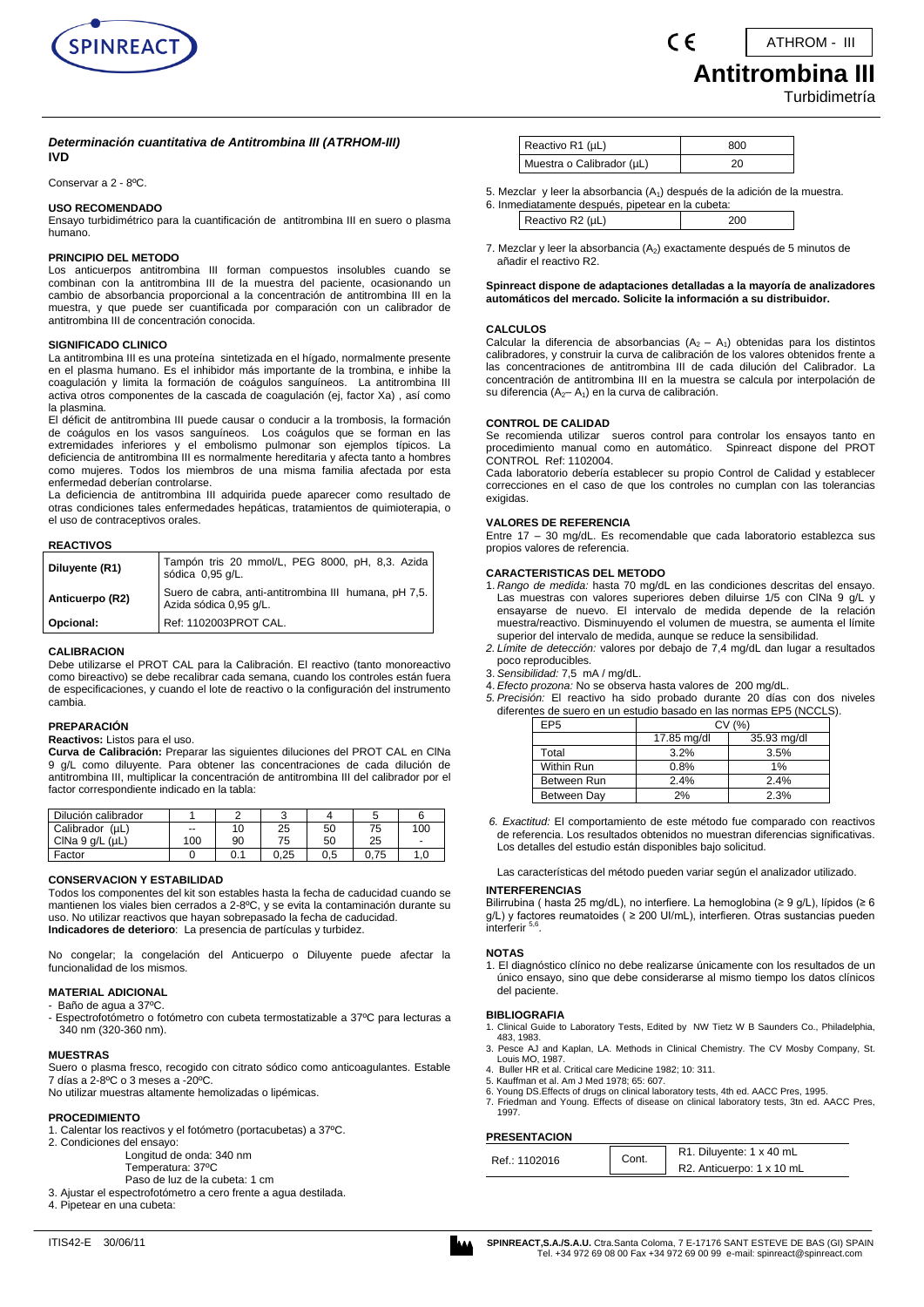# Antitrombina III

Turbidimetría

ATHROM - III

***Determinación cuantitativa de Antitrombina III (ATRHOM-III)***
**IVD**

Conservar a 2 - 8ºC.

### USO RECOMENDADO

Ensayo turbidimétrico para la cuantificación de antitrombina III en suero o plasma humano.

### PRINCIPIO DEL METODO

Los anticuerpos antitrombina III forman compuestos insolubles cuando se combinan con la antitrombina III de la muestra del paciente, ocasionando un cambio de absorbancia proporcional a la concentración de antitrombina III en la muestra, y que puede ser cuantificada por comparación con un calibrador de antitrombina III de concentración conocida.

### SIGNIFICADO CLINICO

La antitrombina III es una proteína sintetizada en el hígado, normalmente presente en el plasma humano. Es el inhibidor más importante de la trombina, e inhibe la coagulación y limita la formación de coágulos sanguíneos. La antitrombina III activa otros componentes de la cascada de coagulación (ej, factor Xa) , así como la plasmina.

El déficit de antitrombina III puede causar o conducir a la trombosis, la formación de coágulos en los vasos sanguíneos. Los coágulos que se forman en las extremidades inferiores y el embolismo pulmonar son ejemplos típicos. La deficiencia de antitrombina III es normalmente hereditaria y afecta tanto a hombres como mujeres. Todos los miembros de una misma familia afectada por esta enfermedad deberían controlarse.

La deficiencia de antitrombina III adquirida puede aparecer como resultado de otras condiciones tales enfermedades hepáticas, tratamientos de quimioterapia, o el uso de contraceptivos orales.

### REACTIVOS

| | |
|---|---|
| **Diluyente (R1)** | Tampón tris 20 mmol/L, PEG 8000, pH, 8,3. Azida sódica 0,95 g/L. |
| **Anticuerpo (R2)** | Suero de cabra, anti-antitrombina III humana, pH 7,5. Azida sódica 0,95 g/L. |
| **Opcional:** | Ref: 1102003PROT CAL. |

### CALIBRACION

Debe utilizarse el PROT CAL para la Calibración. El reactivo (tanto monoreactivo como bireactivo) se debe recalibrar cada semana, cuando los controles están fuera de especificaciones, y cuando el lote de reactivo o la configuración del instrumento cambia.

### PREPARACIÓN

**Reactivos:** Listos para el uso.

**Curva de Calibración:** Preparar las siguientes diluciones del PROT CAL en ClNa 9 g/L como diluyente. Para obtener las concentraciones de cada dilución de antitrombina III, multiplicar la concentración de antitrombina III del calibrador por el factor correspondiente indicado en la tabla:

| Dilución calibrador | 1 | 2 | 3 | 4 | 5 | 6 |
|---|---|---|---|---|---|---|
| Calibrador (µL) | -- | 10 | 25 | 50 | 75 | 100 |
| ClNa 9 g/L (µL) | 100 | 90 | 75 | 50 | 25 | - |
| Factor | 0 | 0.1 | 0,25 | 0,5 | 0,75 | 1,0 |

### CONSERVACION Y ESTABILIDAD

Todos los componentes del kit son estables hasta la fecha de caducidad cuando se mantienen los viales bien cerrados a 2-8ºC, y se evita la contaminación durante su uso. No utilizar reactivos que hayan sobrepasado la fecha de caducidad.
**Indicadores de deterioro**: La presencia de partículas y turbidez.

No congelar; la congelación del Anticuerpo o Diluyente puede afectar la funcionalidad de los mismos.

### MATERIAL ADICIONAL

- Baño de agua a 37ºC.
- Espectrofotómetro o fotómetro con cubeta termostatizable a 37ºC para lecturas a 340 nm (320-360 nm).

### MUESTRAS

Suero o plasma fresco, recogido con citrato sódico como anticoagulantes. Estable 7 días a 2-8ºC o 3 meses a -20ºC.
No utilizar muestras altamente hemolizadas o lipémicas.

### PROCEDIMIENTO

1. Calentar los reactivos y el fotómetro (portacubetas) a 37ºC.
2. Condiciones del ensayo:
   Longitud de onda: 340 nm
   Temperatura: 37ºC
   Paso de luz de la cubeta: 1 cm
3. Ajustar el espectrofotómetro a cero frente a agua destilada.
4. Pipetear en una cubeta:

| | |
|---|---|
| Reactivo R1 (µL) | 800 |
| Muestra o Calibrador (µL) | 20 |

5. Mezclar y leer la absorbancia ($A_1$) después de la adición de la muestra.
6. Inmediatamente después, pipetear en la cubeta:

| | |
|---|---|
| Reactivo R2 (µL) | 200 |

7. Mezclar y leer la absorbancia ($A_2$) exactamente después de 5 minutos de añadir el reactivo R2.

**Spinreact dispone de adaptaciones detalladas a la mayoría de analizadores automáticos del mercado. Solicite la información a su distribuidor.**

### CALCULOS

Calcular la diferencia de absorbancias ($A_2 - A_1$) obtenidas para los distintos calibradores, y construir la curva de calibración de los valores obtenidos frente a las concentraciones de antitrombina III de cada dilución del Calibrador. La concentración de antitrombina III en la muestra se calcula por interpolación de su diferencia ($A_2 - A_1$) en la curva de calibración.

### CONTROL DE CALIDAD

Se recomienda utilizar sueros control para controlar los ensayos tanto en procedimiento manual como en automático. Spinreact dispone del PROT CONTROL Ref: 1102004.

Cada laboratorio debería establecer su propio Control de Calidad y establecer correcciones en el caso de que los controles no cumplan con las tolerancias exigidas.

### VALORES DE REFERENCIA

Entre 17 – 30 mg/dL. Es recomendable que cada laboratorio establezca sus propios valores de referencia.

### CARACTERISTICAS DEL METODO

1. *Rango de medida:* hasta 70 mg/dL en las condiciones descritas del ensayo. Las muestras con valores superiores deben diluirse 1/5 con ClNa 9 g/L y ensayarse de nuevo. El intervalo de medida depende de la relación muestra/reactivo. Disminuyendo el volumen de muestra, se aumenta el límite superior del intervalo de medida, aunque se reduce la sensibilidad.
2. *Límite de detección:* valores por debajo de 7,4 mg/dL dan lugar a resultados poco reproducibles.
3. *Sensibilidad:* 7,5 mA / mg/dL.
4. *Efecto prozona:* No se observa hasta valores de 200 mg/dL.
5. *Precisión:* El reactivo ha sido probado durante 20 días con dos niveles diferentes de suero en un estudio basado en las normas EP5 (NCCLS).

| EP5 | CV (%) | |
|---|---|---|
| | 17.85 mg/dl | 35.93 mg/dl |
| Total | 3.2% | 3.5% |
| Within Run | 0.8% | 1% |
| Between Run | 2.4% | 2.4% |
| Between Day | 2% | 2.3% |

6. *Exactitud:* El comportamiento de este método fue comparado con reactivos de referencia. Los resultados obtenidos no muestran diferencias significativas. Los detalles del estudio están disponibles bajo solicitud.

Las características del método pueden variar según el analizador utilizado.

### INTERFERENCIAS

Bilirrubina ( hasta 25 mg/dL), no interfiere. La hemoglobina (≥ 9 g/L), lípidos (≥ 6 g/L) y factores reumatoides ( ≥ 200 UI/mL), interfieren. Otras sustancias pueden interferir [5,6].

### NOTAS

1. El diagnóstico clínico no debe realizarse únicamente con los resultados de un único ensayo, sino que debe considerarse al mismo tiempo los datos clínicos del paciente.

### BIBLIOGRAFIA

1. Clinical Guide to Laboratory Tests, Edited by NW Tietz W B Saunders Co., Philadelphia, 483, 1983.
3. Pesce AJ and Kaplan, LA. Methods in Clinical Chemistry. The CV Mosby Company, St. Louis MO, 1987.
4. Buller HR et al. Critical care Medicine 1982; 10: 311.
5. Kauffman et al. Am J Med 1978; 65: 607.
6. Young DS.Effects of drugs on clinical laboratory tests, 4th ed. AACC Pres, 1995.
7. Friedman and Young. Effects of disease on clinical laboratory tests, 3tn ed. AACC Pres, 1997.

### PRESENTACION

| | | |
|---|---|---|
| Ref.: 1102016 | Cont. | R1. Diluyente: 1 x 40 mL<br>R2. Anticuerpo: 1 x 10 mL |

ITIS42-E 30/06/11

**SPINREACT,S.A./S.A.U.** Ctra.Santa Coloma, 7 E-17176 SANT ESTEVE DE BAS (GI) SPAIN
Tel. +34 972 69 08 00 Fax +34 972 69 00 99 e-mail: spinreact@spinreact.com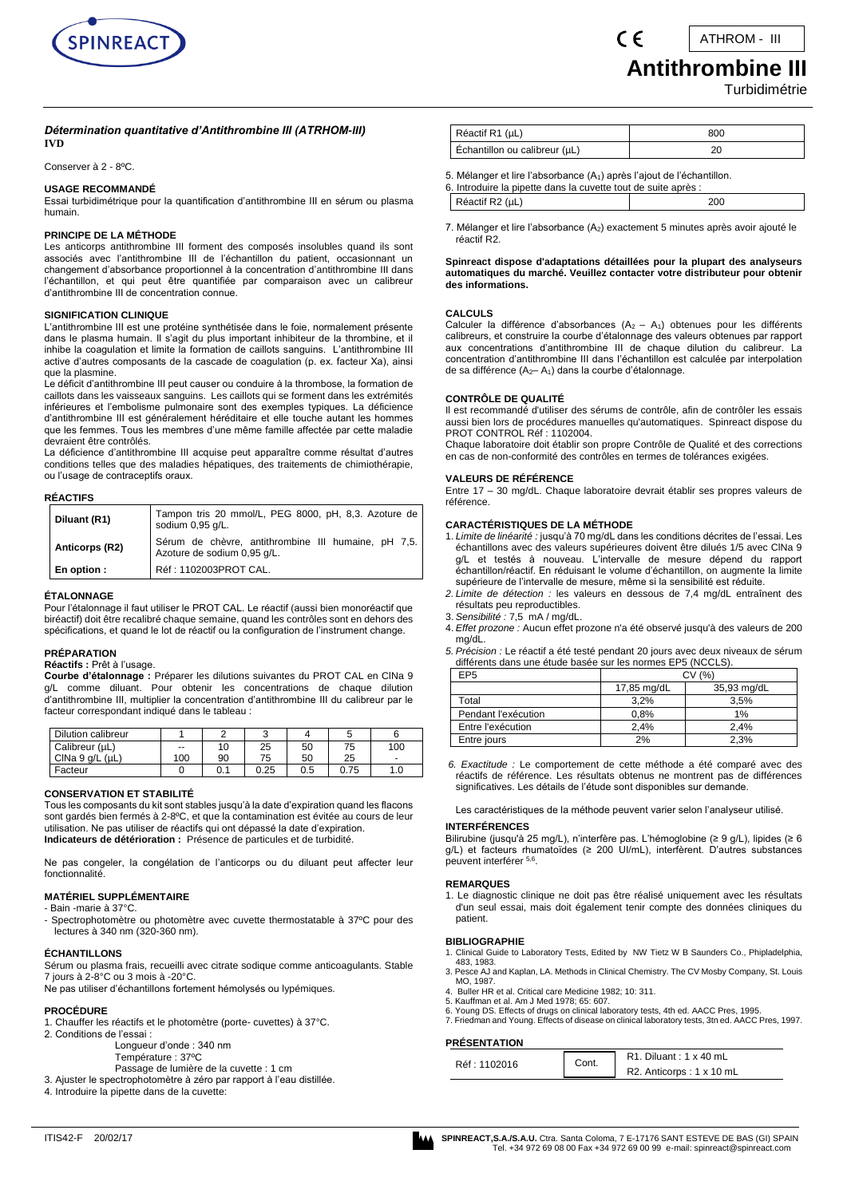# Antithrombine III

Turbidimétrie

ATHROM - III

### *Détermination quantitative d'Antithrombine III (ATRHOM-III)*

**IVD**

Conserver à 2 - 8ºC.

#### USAGE RECOMMANDÉ

Essai turbidimétrique pour la quantification d'antithrombine III en sérum ou plasma humain.

#### PRINCIPE DE LA MÉTHODE

Les anticorps antithrombine III forment des composés insolubles quand ils sont associés avec l'antithrombine III de l'échantillon du patient, occasionnant un changement d'absorbance proportionnel à la concentration d'antithrombine III dans l'échantillon, et qui peut être quantifiée par comparaison avec un calibreur d'antithrombine III de concentration connue.

#### SIGNIFICATION CLINIQUE

L'antithrombine III est une protéine synthétisée dans le foie, normalement présente dans le plasma humain. Il s'agit du plus important inhibiteur de la thrombine, et il inhibe la coagulation et limite la formation de caillots sanguins. L'antithrombine III active d'autres composants de la cascade de coagulation (p. ex. facteur Xa), ainsi que la plasmine.

Le déficit d'antithrombine III peut causer ou conduire à la thrombose, la formation de caillots dans les vaisseaux sanguins. Les caillots qui se forment dans les extrémités inférieures et l'embolisme pulmonaire sont des exemples typiques. La déficience d'antithrombine III est généralement héréditaire et elle touche autant les hommes que les femmes. Tous les membres d'une même famille affectée par cette maladie devraient être contrôlés.

La déficience d'antithrombine III acquise peut apparaître comme résultat d'autres conditions telles que des maladies hépatiques, des traitements de chimiothérapie, ou l'usage de contraceptifs oraux.

#### RÉACTIFS

| | |
|---|---|
| **Diluant (R1)** | Tampon tris 20 mmol/L, PEG 8000, pH, 8,3. Azoture de sodium 0,95 g/L. |
| **Anticorps (R2)** | Sérum de chèvre, antithrombine III humaine, pH 7,5. Azoture de sodium 0,95 g/L. |
| **En option :** | Réf : 1102003PROT CAL. |

#### ÉTALONNAGE

Pour l'étalonnage il faut utiliser le PROT CAL. Le réactif (aussi bien monoréactif que biréactif) doit être recalibré chaque semaine, quand les contrôles sont en dehors des spécifications, et quand le lot de réactif ou la configuration de l'instrument change.

#### PRÉPARATION

**Réactifs :** Prêt à l'usage.

**Courbe d'étalonnage :** Préparer les dilutions suivantes du PROT CAL en ClNa 9 g/L comme diluant. Pour obtenir les concentrations de chaque dilution d'antithrombine III, multiplier la concentration d'antithrombine III du calibreur par le facteur correspondant indiqué dans le tableau :

| Dilution calibreur | 1 | 2 | 3 | 4 | 5 | 6 |
|---|---|---|---|---|---|---|
| Calibreur (µL) | -- | 10 | 25 | 50 | 75 | 100 |
| ClNa 9 g/L (µL) | 100 | 90 | 75 | 50 | 25 | - |
| Facteur | 0 | 0.1 | 0.25 | 0.5 | 0.75 | 1.0 |

#### CONSERVATION ET STABILITÉ

Tous les composants du kit sont stables jusqu'à la date d'expiration quand les flacons sont gardés bien fermés à 2-8ºC, et que la contamination est évitée au cours de leur utilisation. Ne pas utiliser de réactifs qui ont dépassé la date d'expiration.

**Indicateurs de détérioration :** Présence de particules et de turbidité.

Ne pas congeler, la congélation de l'anticorps ou du diluant peut affecter leur fonctionnalité.

#### MATÉRIEL SUPPLÉMENTAIRE

- Bain -marie à 37°C.
- Spectrophotomètre ou photomètre avec cuvette thermostatable à 37ºC pour des lectures à 340 nm (320-360 nm).

#### ÉCHANTILLONS

Sérum ou plasma frais, recueilli avec citrate sodique comme anticoagulants. Stable 7 jours à 2-8°C ou 3 mois à -20°C.

Ne pas utiliser d'échantillons fortement hémolysés ou lypémiques.

#### PROCÉDURE

1. Chauffer les réactifs et le photomètre (porte- cuvettes) à 37°C.
2. Conditions de l'essai :
   - Longueur d'onde : 340 nm
   - Température : 37ºC
   - Passage de lumière de la cuvette : 1 cm
3. Ajuster le spectrophotomètre à zéro par rapport à l'eau distillée.
4. Introduire la pipette dans de la cuvette:

| | |
|---|---|
| Réactif R1 (µL) | 800 |
| Échantillon ou calibreur (µL) | 20 |

5. Mélanger et lire l'absorbance ($A_1$) après l'ajout de l'échantillon.
6. Introduire la pipette dans la cuvette tout de suite après :

| | |
|---|---|
| Réactif R2 (µL) | 200 |

7. Mélanger et lire l'absorbance ($A_2$) exactement 5 minutes après avoir ajouté le réactif R2.

**Spinreact dispose d'adaptations détaillées pour la plupart des analyseurs automatiques du marché. Veuillez contacter votre distributeur pour obtenir des informations.**

#### CALCULS

Calculer la différence d'absorbances ($A_2 – A_1$) obtenues pour les différents calibreurs, et construire la courbe d'étalonnage des valeurs obtenues par rapport aux concentrations d'antithrombine III de chaque dilution du calibreur. La concentration d'antithrombine III dans l'échantillon est calculée par interpolation de sa différence ($A_2– A_1$) dans la courbe d'étalonnage.

#### CONTRÔLE DE QUALITÉ

Il est recommandé d'utiliser des sérums de contrôle, afin de contrôler les essais aussi bien lors de procédures manuelles qu'automatiques. Spinreact dispose du PROT CONTROL Réf : 1102004.

Chaque laboratoire doit établir son propre Contrôle de Qualité et des corrections en cas de non-conformité des contrôles en termes de tolérances exigées.

#### VALEURS DE RÉFÉRENCE

Entre 17 – 30 mg/dL. Chaque laboratoire devrait établir ses propres valeurs de référence.

#### CARACTÉRISTIQUES DE LA MÉTHODE

1. *Limite de linéarité :* jusqu'à 70 mg/dL dans les conditions décrites de l'essai. Les échantillons avec des valeurs supérieures doivent être dilués 1/5 avec ClNa 9 g/L et testés à nouveau. L'intervalle de mesure dépend du rapport échantillon/réactif. En réduisant le volume d'échantillon, on augmente la limite supérieure de l'intervalle de mesure, même si la sensibilité est réduite.
2. *Limite de détection :* les valeurs en dessous de 7,4 mg/dL entraînent des résultats peu reproductibles.
3. *Sensibilité :* 7,5 mA / mg/dL.
4. *Effet prozone :* Aucun effet prozone n'a été observé jusqu'à des valeurs de 200 mg/dL.
5. *Précision :* Le réactif a été testé pendant 20 jours avec deux niveaux de sérum différents dans une étude basée sur les normes EP5 (NCCLS).

| EP5 | CV (%) | |
|---|---|---|
| | 17,85 mg/dL | 35,93 mg/dL |
| Total | 3,2% | 3,5% |
| Pendant l'exécution | 0,8% | 1% |
| Entre l'exécution | 2,4% | 2,4% |
| Entre jours | 2% | 2,3% |

6. *Exactitude :* Le comportement de cette méthode a été comparé avec des réactifs de référence. Les résultats obtenus ne montrent pas de différences significatives. Les détails de l'étude sont disponibles sur demande.

Les caractéristiques de la méthode peuvent varier selon l'analyseur utilisé.

#### INTERFÉRENCES

Bilirubine (jusqu'à 25 mg/L), n'interfère pas. L'hémoglobine (≥ 9 g/L), lipides (≥ 6 g/L) et facteurs rhumatoïdes (≥ 200 UI/mL), interfèrent. D'autres substances peuvent interférer [5,6].

#### REMARQUES

1. Le diagnostic clinique ne doit pas être réalisé uniquement avec les résultats d'un seul essai, mais doit également tenir compte des données cliniques du patient.

#### BIBLIOGRAPHIE

1. Clinical Guide to Laboratory Tests, Edited by NW Tietz W B Saunders Co., Phipladelphia, 483, 1983.
3. Pesce AJ and Kaplan, LA. Methods in Clinical Chemistry. The CV Mosby Company, St. Louis MO, 1987.
4. Buller HR et al. Critical care Medicine 1982; 10: 311.
5. Kauffman et al. Am J Med 1978; 65: 607.
6. Young DS. Effects of drugs on clinical laboratory tests, 4th ed. AACC Pres, 1995.
7. Friedman and Young. Effects of disease on clinical laboratory tests, 3tn ed. AACC Pres, 1997.

#### PRÉSENTATION

| | | |
|---|---|---|
| Réf : 1102016 | Cont. | R1. Diluant : 1 x 40 mL<br>R2. Anticorps : 1 x 10 mL |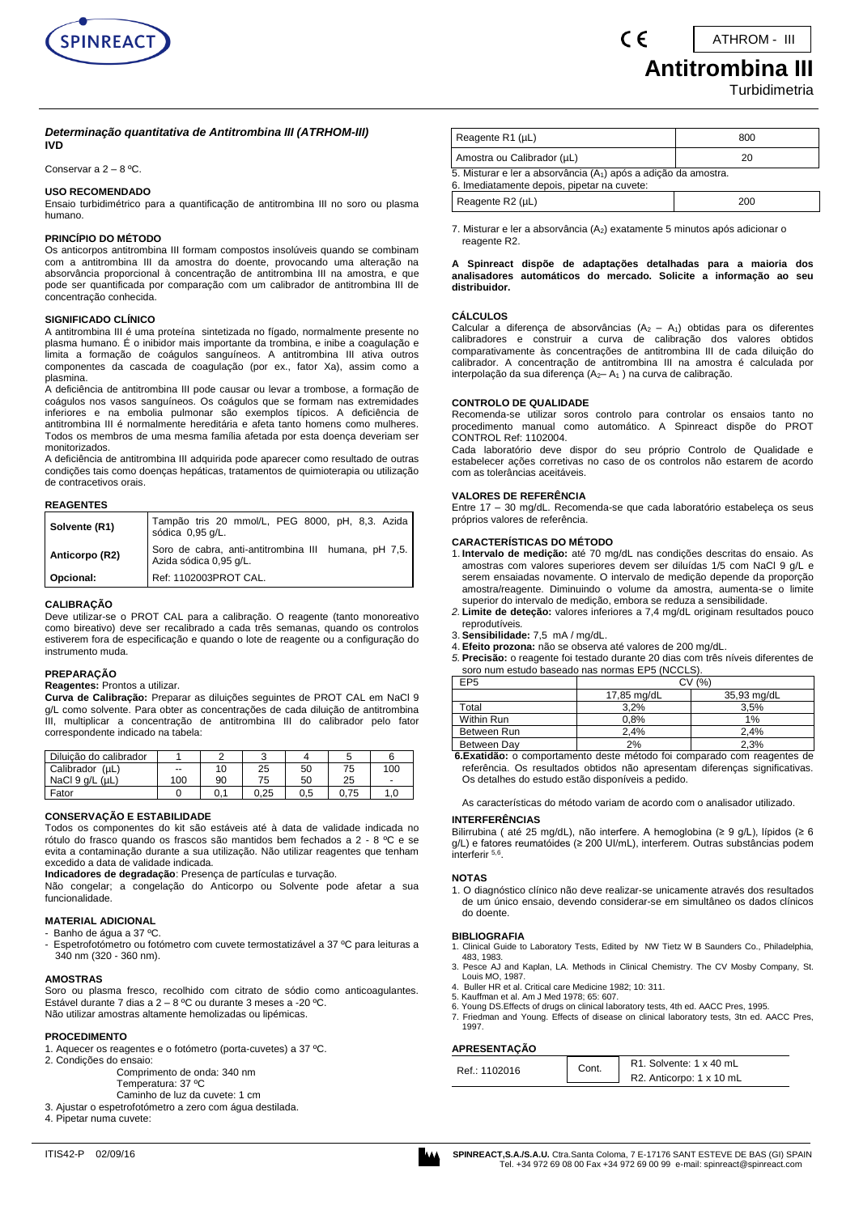# Antitrombina III

Turbidimetria

ATHROM - III

***Determinação quantitativa de Antitrombina III (ATRHOM-III)***
**IVD**

Conservar a 2 – 8 ºC.

### USO RECOMENDADO

Ensaio turbidimétrico para a quantificação de antitrombina III no soro ou plasma humano.

### PRINCÍPIO DO MÉTODO

Os anticorpos antitrombina III formam compostos insolúveis quando se combinam com a antitrombina III da amostra do doente, provocando uma alteração na absorvância proporcional à concentração de antitrombina III na amostra, e que pode ser quantificada por comparação com um calibrador de antitrombina III de concentração conhecida.

### SIGNIFICADO CLÍNICO

A antitrombina III é uma proteína sintetizada no fígado, normalmente presente no plasma humano. É o inibidor mais importante da trombina, e inibe a coagulação e limita a formação de coágulos sanguíneos. A antitrombina III ativa outros componentes da cascada de coagulação (por ex., fator Xa), assim como a plasmina.

A deficiência de antitrombina III pode causar ou levar a trombose, a formação de coágulos nos vasos sanguíneos. Os coágulos que se formam nas extremidades inferiores e na embolia pulmonar são exemplos típicos. A deficiência de antitrombina III é normalmente hereditária e afeta tanto homens como mulheres. Todos os membros de uma mesma família afetada por esta doença deveriam ser monitorizados.

A deficiência de antitrombina III adquirida pode aparecer como resultado de outras condições tais como doenças hepáticas, tratamentos de quimioterapia ou utilização de contracetivos orais.

### REAGENTES

| | |
|---|---|
| **Solvente (R1)** | Tampão tris 20 mmol/L, PEG 8000, pH, 8,3. Azida sódica 0,95 g/L. |
| **Anticorpo (R2)** | Soro de cabra, anti-antitrombina III humana, pH 7,5. Azida sódica 0,95 g/L. |
| **Opcional:** | Ref: 1102003PROT CAL. |

### CALIBRAÇÃO

Deve utilizar-se o PROT CAL para a calibração. O reagente (tanto monoreativo como bireativo) deve ser recalibrado a cada três semanas, quando os controlos estiverem fora de especificação e quando o lote de reagente ou a configuração do instrumento muda.

### PREPARAÇÃO

**Reagentes:** Prontos a utilizar.

**Curva de Calibração:** Preparar as diluições seguintes de PROT CAL em NaCl 9 g/L como solvente. Para obter as concentrações de cada diluição de antitrombina III, multiplicar a concentração de antitrombina III do calibrador pelo fator correspondente indicado na tabela:

| Diluição do calibrador | 1 | 2 | 3 | 4 | 5 | 6 |
|---|---|---|---|---|---|---|
| Calibrador (µL) | -- | 10 | 25 | 50 | 75 | 100 |
| NaCl 9 g/L (µL) | 100 | 90 | 75 | 50 | 25 | - |
| Fator | 0 | 0,1 | 0,25 | 0,5 | 0,75 | 1,0 |

### CONSERVAÇÃO E ESTABILIDADE

Todos os componentes do kit são estáveis até à data de validade indicada no rótulo do frasco quando os frascos são mantidos bem fechados a 2 - 8 ºC e se evita a contaminação durante a sua utilização. Não utilizar reagentes que tenham excedido a data de validade indicada.

**Indicadores de degradação**: Presença de partículas e turvação.

Não congelar; a congelação do Anticorpo ou Solvente pode afetar a sua funcionalidade.

### MATERIAL ADICIONAL

- Banho de água a 37 ºC.
- Espetrofotómetro ou fotómetro com cuvete termostatizável a 37 ºC para leituras a 340 nm (320 - 360 nm).

### AMOSTRAS

Soro ou plasma fresco, recolhido com citrato de sódio como anticoagulantes. Estável durante 7 dias a 2 – 8 ºC ou durante 3 meses a -20 ºC.

Não utilizar amostras altamente hemolizadas ou lipémicas.

### PROCEDIMENTO

1. Aquecer os reagentes e o fotómetro (porta-cuvetes) a 37 ºC.
2. Condições do ensaio:
   - Comprimento de onda: 340 nm
   - Temperatura: 37 ºC
   - Caminho de luz da cuvete: 1 cm
3. Ajustar o espetrofotómetro a zero com água destilada.
4. Pipetar numa cuvete:

| | |
|---|---|
| Reagente R1 (µL) | 800 |
| Amostra ou Calibrador (µL) | 20 |

5. Misturar e ler a absorvância ($A_1$) após a adição da amostra.
6. Imediatamente depois, pipetar na cuvete:

| | |
|---|---|
| Reagente R2 (µL) | 200 |

7. Misturar e ler a absorvância ($A_2$) exatamente 5 minutos após adicionar o reagente R2.

**A Spinreact dispõe de adaptações detalhadas para a maioria dos analisadores automáticos do mercado. Solicite a informação ao seu distribuidor.**

### CÁLCULOS

Calcular a diferença de absorvâncias ($A_2 – A_1$) obtidas para os diferentes calibradores e construir a curva de calibração dos valores obtidos comparativamente às concentrações de antitrombina III de cada diluição do calibrador. A concentração de antitrombina III na amostra é calculada por interpolação da sua diferença ($A_2– A_1$) na curva de calibração.

### CONTROLO DE QUALIDADE

Recomenda-se utilizar soros controlo para controlar os ensaios tanto no procedimento manual como automático. A Spinreact dispõe do PROT CONTROL Ref: 1102004.

Cada laboratório deve dispor do seu próprio Controlo de Qualidade e estabelecer ações corretivas no caso de os controlos não estarem de acordo com as tolerâncias aceitáveis.

### VALORES DE REFERÊNCIA

Entre 17 – 30 mg/dL. Recomenda-se que cada laboratório estabeleça os seus próprios valores de referência.

### CARACTERÍSTICAS DO MÉTODO

1. **Intervalo de medição:** até 70 mg/dL nas condições descritas do ensaio. As amostras com valores superiores devem ser diluídas 1/5 com NaCl 9 g/L e serem ensaiadas novamente. O intervalo de medição depende da proporção amostra/reagente. Diminuindo o volume da amostra, aumenta-se o limite superior do intervalo de medição, embora se reduza a sensibilidade.
2. **Limite de deteção:** valores inferiores a 7,4 mg/dL originam resultados pouco reprodutíveis.
3. **Sensibilidade:** 7,5 mA / mg/dL.
4. **Efeito prozona:** não se observa até valores de 200 mg/dL.
5. **Precisão:** o reagente foi testado durante 20 dias com três níveis diferentes de soro num estudo baseado nas normas EP5 (NCCLS).

| EP5 | CV (%) | |
|---|---|---|
| | 17,85 mg/dL | 35,93 mg/dL |
| Total | 3,2% | 3,5% |
| Within Run | 0,8% | 1% |
| Between Run | 2,4% | 2,4% |
| Between Day | 2% | 2,3% |

6. **Exatidão:** o comportamento deste método foi comparado com reagentes de referência. Os resultados obtidos não apresentam diferenças significativas. Os detalhes do estudo estão disponíveis a pedido.

As características do método variam de acordo com o analisador utilizado.

### INTERFERÊNCIAS

Bilirrubina ( até 25 mg/dL), não interfere. A hemoglobina (≥ 9 g/L), lípidos (≥ 6 g/L) e fatores reumatóides (≥ 200 UI/mL), interferem. Outras substâncias podem interferir [5,6].

### NOTAS

1. O diagnóstico clínico não deve realizar-se unicamente através dos resultados de um único ensaio, devendo considerar-se em simultâneo os dados clínicos do doente.

### BIBLIOGRAFIA

1. Clinical Guide to Laboratory Tests, Edited by NW Tietz W B Saunders Co., Philadelphia, 483, 1983.
3. Pesce AJ and Kaplan, LA. Methods in Clinical Chemistry. The CV Mosby Company, St. Louis MO, 1987.
4. Buller HR et al. Critical care Medicine 1982; 10: 311.
5. Kauffman et al. Am J Med 1978; 65: 607.
6. Young DS.Effects of drugs on clinical laboratory tests, 4th ed. AACC Pres, 1995.
7. Friedman and Young. Effects of disease on clinical laboratory tests, 3tn ed. AACC Pres, 1997.

### APRESENTAÇÃO

| | | |
|---|---|---|
| Ref.: 1102016 | Cont. | R1. Solvente: 1 x 40 mL<br>R2. Anticorpo: 1 x 10 mL |

ITIS42-P 02/09/16

SPINREACT,S.A./S.A.U. Ctra.Santa Coloma, 7 E-17176 SANT ESTEVE DE BAS (GI) SPAIN Tel. +34 972 69 08 00 Fax +34 972 69 00 99 e-mail: spinreact@spinreact.com